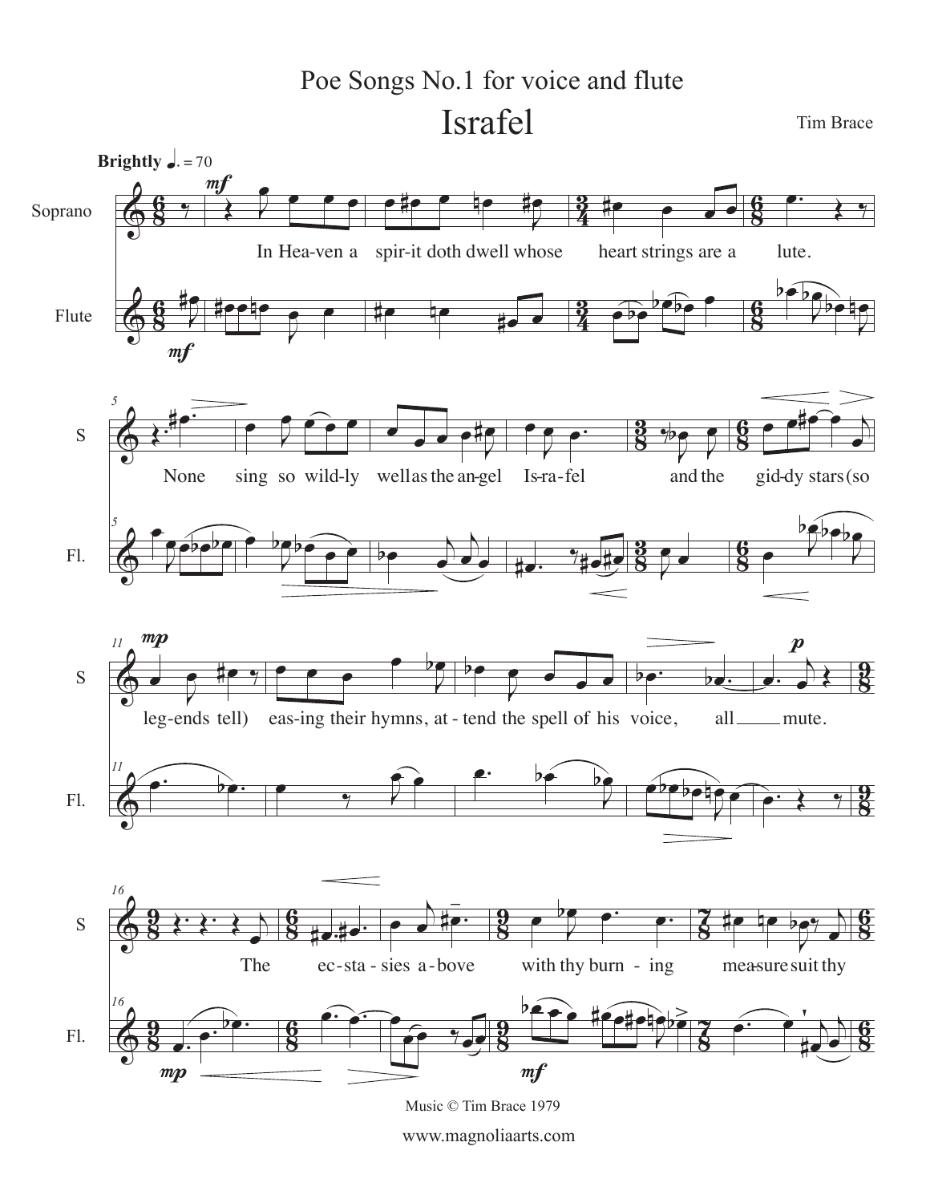# Poe Songs No.1 for voice and flute

## Israfel

Tim Brace

**Brightly** ♩. = 70

Soprano, Flute

In Hea-ven a spir-it doth dwell whose heart strings are a lute.

None sing so wild-ly well as the an-gel Is-ra-fel and the gid-dy stars (so

leg-ends tell) eas-ing their hymns, at - tend the spell of his voice, all mute.

The ec-sta - sies a-bove with thy burn - ing mea-sure suit thy

Music © Tim Brace 1979

www.magnoliaarts.com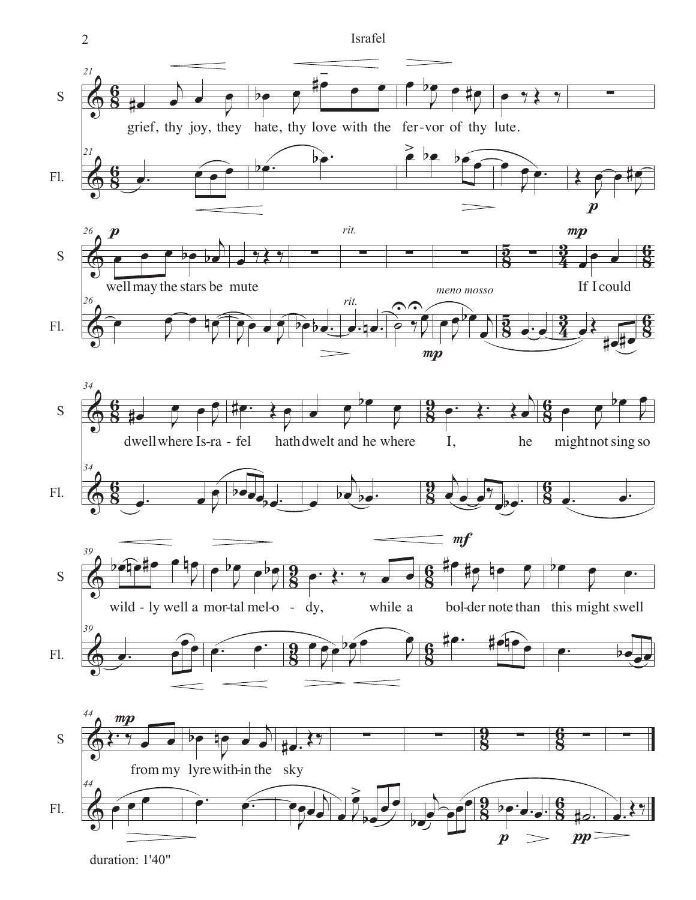duration: 1'40"